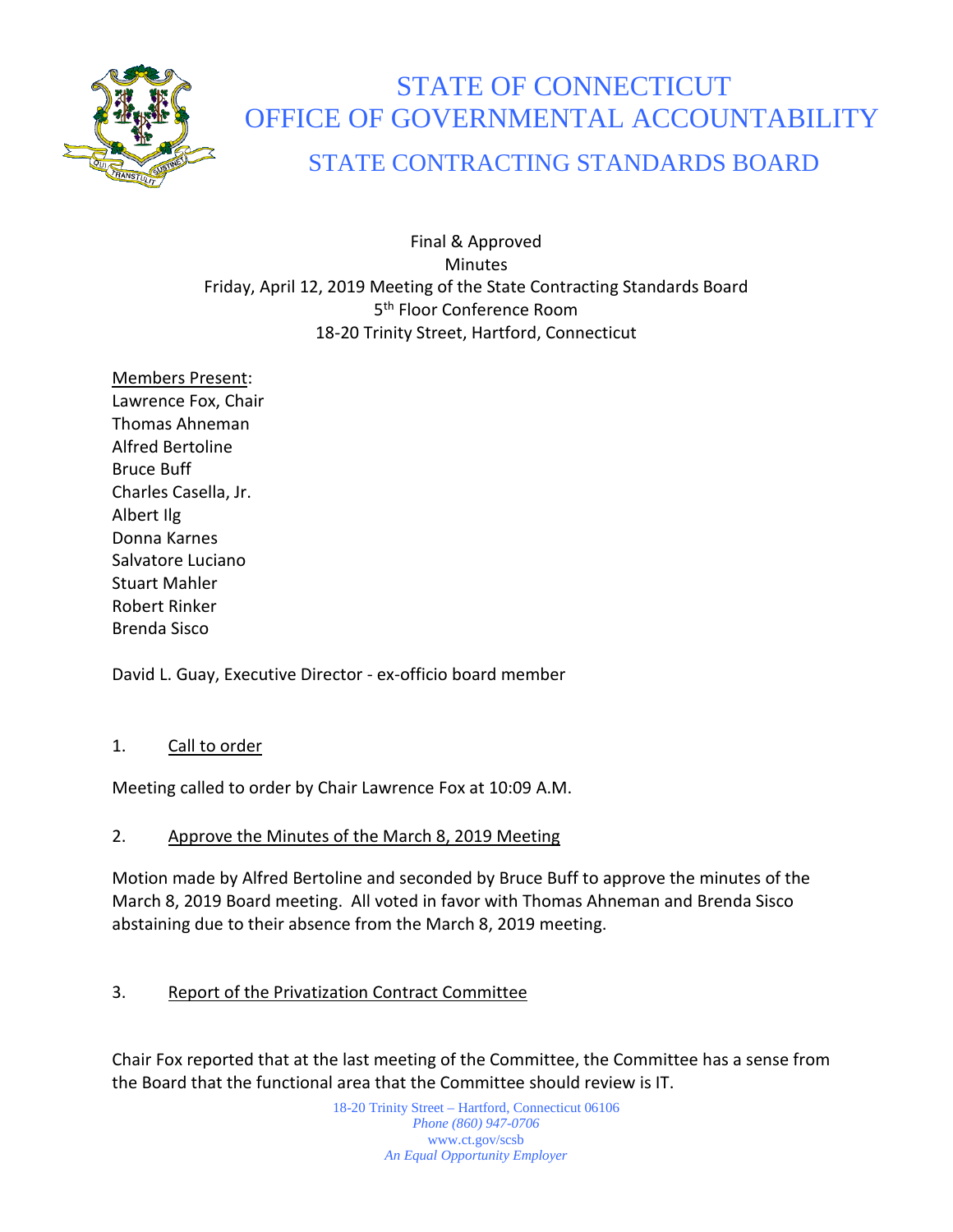# STATE OF CONNECTICUT
# OFFICE OF GOVERNMENTAL ACCOUNTABILITY
## STATE CONTRACTING STANDARDS BOARD

Final & Approved
Minutes
Friday, April 12, 2019 Meeting of the State Contracting Standards Board
5th Floor Conference Room
18-20 Trinity Street, Hartford, Connecticut

Members Present:
Lawrence Fox, Chair
Thomas Ahneman
Alfred Bertoline
Bruce Buff
Charles Casella, Jr.
Albert Ilg
Donna Karnes
Salvatore Luciano
Stuart Mahler
Robert Rinker
Brenda Sisco

David L. Guay, Executive Director - ex-officio board member

1. Call to order

Meeting called to order by Chair Lawrence Fox at 10:09 A.M.

2. Approve the Minutes of the March 8, 2019 Meeting

Motion made by Alfred Bertoline and seconded by Bruce Buff to approve the minutes of the March 8, 2019 Board meeting. All voted in favor with Thomas Ahneman and Brenda Sisco abstaining due to their absence from the March 8, 2019 meeting.

3. Report of the Privatization Contract Committee

Chair Fox reported that at the last meeting of the Committee, the Committee has a sense from the Board that the functional area that the Committee should review is IT.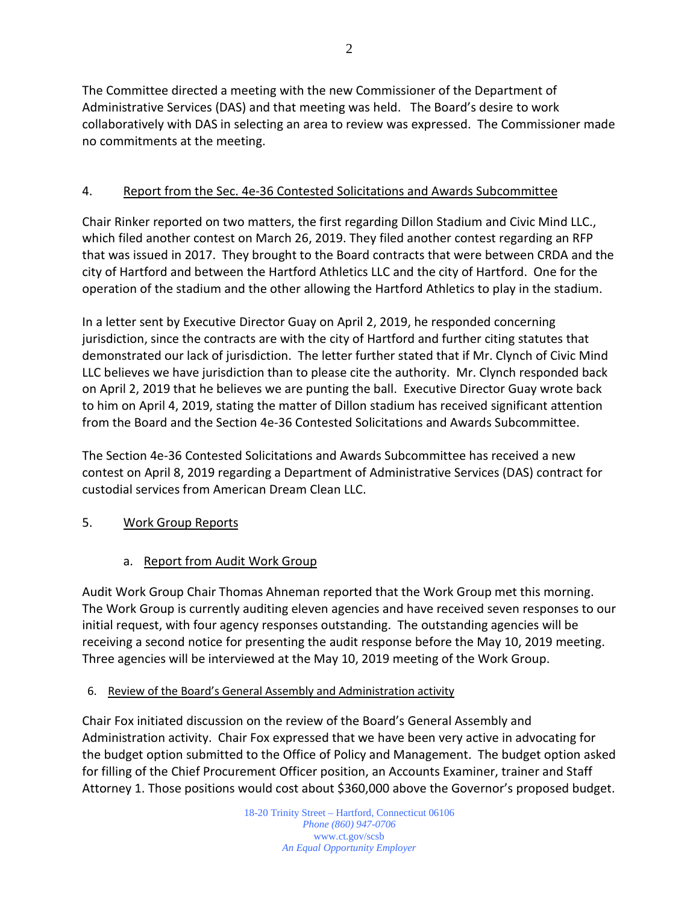The Committee directed a meeting with the new Commissioner of the Department of Administrative Services (DAS) and that meeting was held. The Board's desire to work collaboratively with DAS in selecting an area to review was expressed. The Commissioner made no commitments at the meeting.

## 4. Report from the Sec. 4e-36 Contested Solicitations and Awards Subcommittee

Chair Rinker reported on two matters, the first regarding Dillon Stadium and Civic Mind LLC., which filed another contest on March 26, 2019. They filed another contest regarding an RFP that was issued in 2017. They brought to the Board contracts that were between CRDA and the city of Hartford and between the Hartford Athletics LLC and the city of Hartford. One for the operation of the stadium and the other allowing the Hartford Athletics to play in the stadium.

In a letter sent by Executive Director Guay on April 2, 2019, he responded concerning jurisdiction, since the contracts are with the city of Hartford and further citing statutes that demonstrated our lack of jurisdiction. The letter further stated that if Mr. Clynch of Civic Mind LLC believes we have jurisdiction than to please cite the authority. Mr. Clynch responded back on April 2, 2019 that he believes we are punting the ball. Executive Director Guay wrote back to him on April 4, 2019, stating the matter of Dillon stadium has received significant attention from the Board and the Section 4e-36 Contested Solicitations and Awards Subcommittee.

The Section 4e-36 Contested Solicitations and Awards Subcommittee has received a new contest on April 8, 2019 regarding a Department of Administrative Services (DAS) contract for custodial services from American Dream Clean LLC.

## 5. Work Group Reports

### a. Report from Audit Work Group

Audit Work Group Chair Thomas Ahneman reported that the Work Group met this morning. The Work Group is currently auditing eleven agencies and have received seven responses to our initial request, with four agency responses outstanding. The outstanding agencies will be receiving a second notice for presenting the audit response before the May 10, 2019 meeting. Three agencies will be interviewed at the May 10, 2019 meeting of the Work Group.

## 6. Review of the Board's General Assembly and Administration activity

Chair Fox initiated discussion on the review of the Board's General Assembly and Administration activity. Chair Fox expressed that we have been very active in advocating for the budget option submitted to the Office of Policy and Management. The budget option asked for filling of the Chief Procurement Officer position, an Accounts Examiner, trainer and Staff Attorney 1. Those positions would cost about $360,000 above the Governor's proposed budget.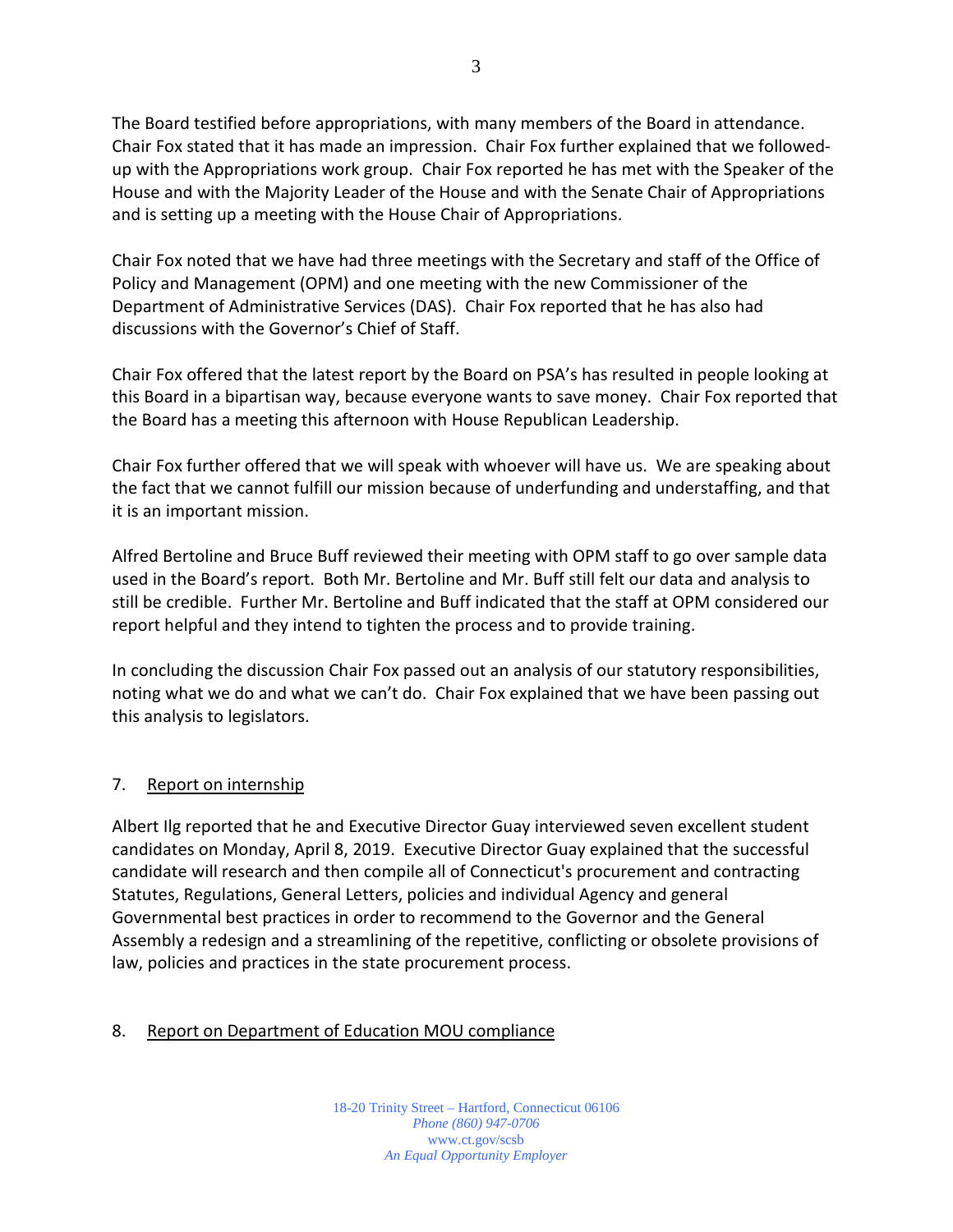The Board testified before appropriations, with many members of the Board in attendance. Chair Fox stated that it has made an impression. Chair Fox further explained that we followed-up with the Appropriations work group. Chair Fox reported he has met with the Speaker of the House and with the Majority Leader of the House and with the Senate Chair of Appropriations and is setting up a meeting with the House Chair of Appropriations.

Chair Fox noted that we have had three meetings with the Secretary and staff of the Office of Policy and Management (OPM) and one meeting with the new Commissioner of the Department of Administrative Services (DAS). Chair Fox reported that he has also had discussions with the Governor's Chief of Staff.

Chair Fox offered that the latest report by the Board on PSA's has resulted in people looking at this Board in a bipartisan way, because everyone wants to save money. Chair Fox reported that the Board has a meeting this afternoon with House Republican Leadership.

Chair Fox further offered that we will speak with whoever will have us. We are speaking about the fact that we cannot fulfill our mission because of underfunding and understaffing, and that it is an important mission.

Alfred Bertoline and Bruce Buff reviewed their meeting with OPM staff to go over sample data used in the Board's report. Both Mr. Bertoline and Mr. Buff still felt our data and analysis to still be credible. Further Mr. Bertoline and Buff indicated that the staff at OPM considered our report helpful and they intend to tighten the process and to provide training.

In concluding the discussion Chair Fox passed out an analysis of our statutory responsibilities, noting what we do and what we can't do. Chair Fox explained that we have been passing out this analysis to legislators.

7. Report on internship

Albert Ilg reported that he and Executive Director Guay interviewed seven excellent student candidates on Monday, April 8, 2019. Executive Director Guay explained that the successful candidate will research and then compile all of Connecticut's procurement and contracting Statutes, Regulations, General Letters, policies and individual Agency and general Governmental best practices in order to recommend to the Governor and the General Assembly a redesign and a streamlining of the repetitive, conflicting or obsolete provisions of law, policies and practices in the state procurement process.

8. Report on Department of Education MOU compliance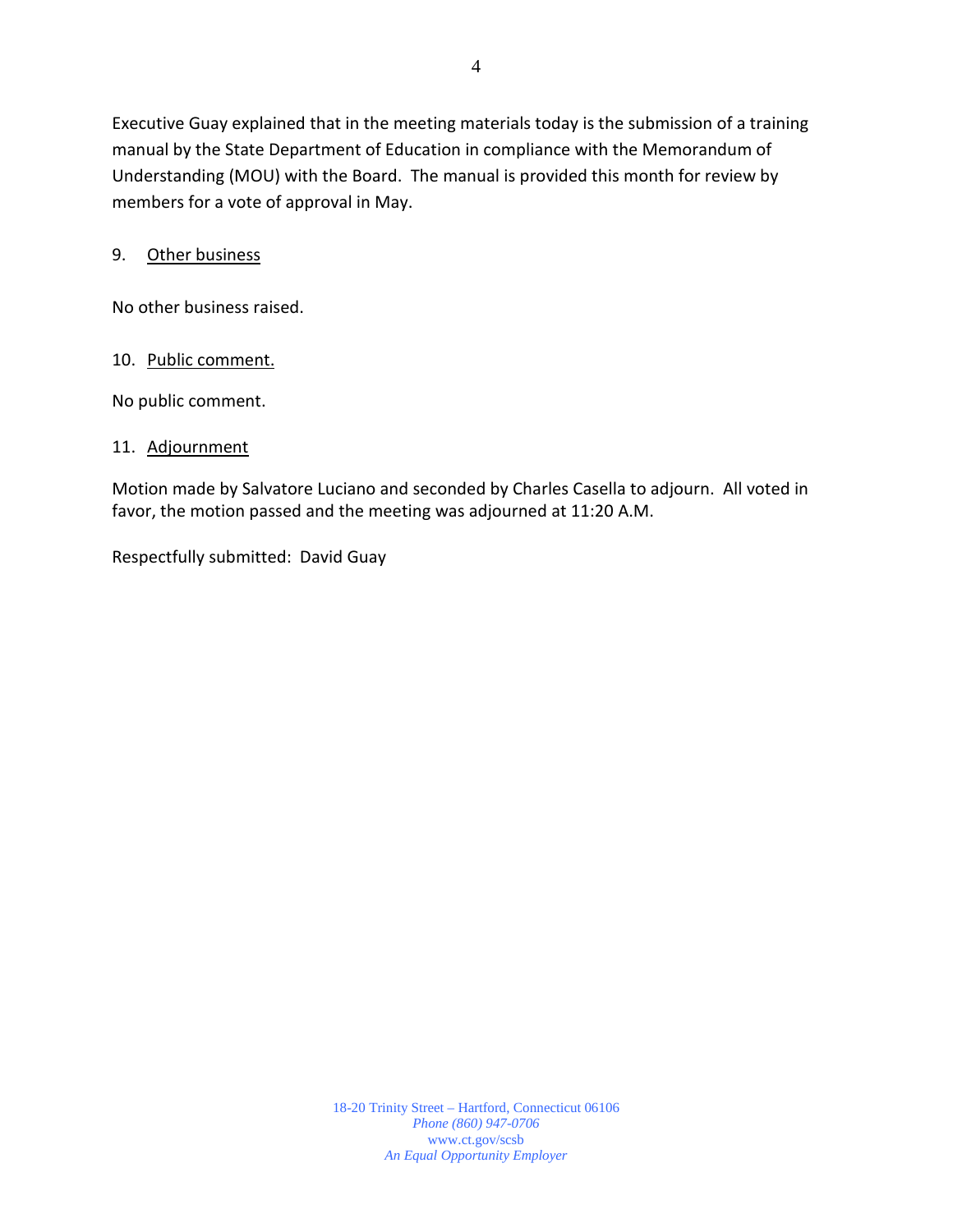Executive Guay explained that in the meeting materials today is the submission of a training manual by the State Department of Education in compliance with the Memorandum of Understanding (MOU) with the Board. The manual is provided this month for review by members for a vote of approval in May.

9. Other business

No other business raised.

10. Public comment.

No public comment.

11. Adjournment

Motion made by Salvatore Luciano and seconded by Charles Casella to adjourn. All voted in favor, the motion passed and the meeting was adjourned at 11:20 A.M.

Respectfully submitted: David Guay

18-20 Trinity Street – Hartford, Connecticut 06106
*Phone (860) 947-0706*
www.ct.gov/scsb
*An Equal Opportunity Employer*